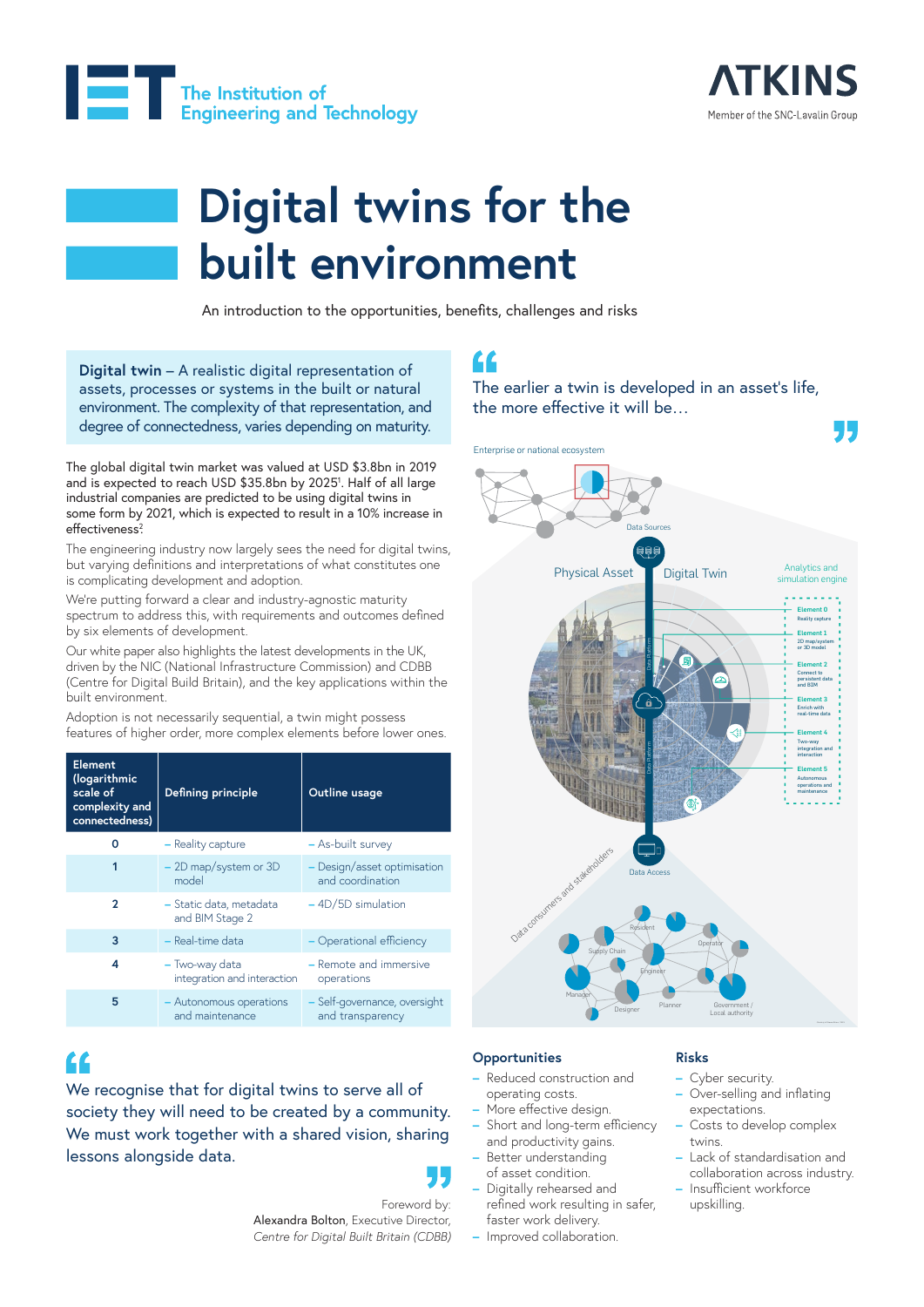The Institution of Engineering and Technology

ATKINS
Member of the SNC-Lavalin Group

# Digital twins for the built environment

An introduction to the opportunities, benefits, challenges and risks

**Digital twin** – A realistic digital representation of assets, processes or systems in the built or natural environment. The complexity of that representation, and degree of connectedness, varies depending on maturity.

The global digital twin market was valued at USD $3.8bn in 2019 and is expected to reach USD $35.8bn by 2025[1]. Half of all large industrial companies are predicted to be using digital twins in some form by 2021, which is expected to result in a 10% increase in effectiveness[2].

The engineering industry now largely sees the need for digital twins, but varying definitions and interpretations of what constitutes one is complicating development and adoption.

We're putting forward a clear and industry-agnostic maturity spectrum to address this, with requirements and outcomes defined by six elements of development.

Our white paper also highlights the latest developments in the UK, driven by the NIC (National Infrastructure Commission) and CDBB (Centre for Digital Build Britain), and the key applications within the built environment.

Adoption is not necessarily sequential, a twin might possess features of higher order, more complex elements before lower ones.

| Element (logarithmic scale of complexity and connectedness) | Defining principle | Outline usage |
|---|---|---|
| 0 | – Reality capture | – As-built survey |
| 1 | – 2D map/system or 3D model | – Design/asset optimisation and coordination |
| 2 | – Static data, metadata and BIM Stage 2 | – 4D/5D simulation |
| 3 | – Real-time data | – Operational efficiency |
| 4 | – Two-way data integration and interaction | – Remote and immersive operations |
| 5 | – Autonomous operations and maintenance | – Self-governance, oversight and transparency |

> We recognise that for digital twins to serve all of society they will need to be created by a community. We must work together with a shared vision, sharing lessons alongside data.

Foreword by:
Alexandra Bolton, Executive Director,
*Centre for Digital Built Britain (CDBB)*

> The earlier a twin is developed in an asset's life, the more effective it will be…

Enterprise or national ecosystem

Data Sources

Physical Asset | Digital Twin | Analytics and simulation engine

Element 0 – Reality capture
Element 1 – 2D map/system or 3D model
Element 2 – Connect to persistent data and BIM
Element 3 – Enrich with real-time data
Element 4 – Two-way integration and interaction
Element 5 – Autonomous operations and maintenance

Data Platform

Data Access

Data consumers and stakeholders

Resident, Supply Chain, Operator, Engineer, Manager, Designer, Planner, Government / Local authority

## Opportunities

- Reduced construction and operating costs.
- More effective design.
- Short and long-term efficiency and productivity gains.
- Better understanding of asset condition.
- Digitally rehearsed and refined work resulting in safer, faster work delivery.
- Improved collaboration.

## Risks

- Cyber security.
- Over-selling and inflating expectations.
- Costs to develop complex twins.
- Lack of standardisation and collaboration across industry.
- Insufficient workforce upskilling.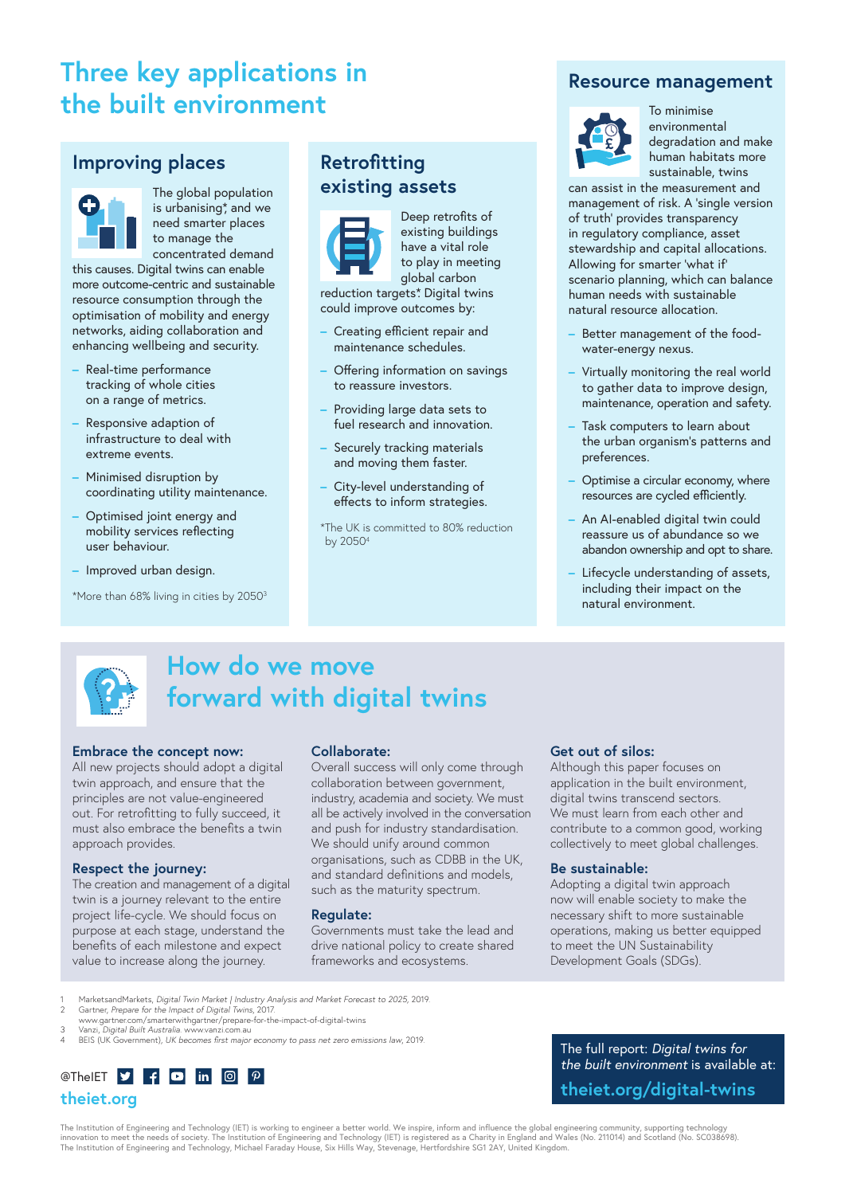# Three key applications in the built environment

## Improving places

The global population is urbanising*, and we need smarter places to manage the concentrated demand this causes. Digital twins can enable more outcome-centric and sustainable resource consumption through the optimisation of mobility and energy networks, aiding collaboration and enhancing wellbeing and security.

- Real-time performance tracking of whole cities on a range of metrics.
- Responsive adaption of infrastructure to deal with extreme events.
- Minimised disruption by coordinating utility maintenance.
- Optimised joint energy and mobility services reflecting user behaviour.
- Improved urban design.

*More than 68% living in cities by 2050[3]

## Retrofitting existing assets

Deep retrofits of existing buildings have a vital role to play in meeting global carbon reduction targets*. Digital twins could improve outcomes by:

- Creating efficient repair and maintenance schedules.
- Offering information on savings to reassure investors.
- Providing large data sets to fuel research and innovation.
- Securely tracking materials and moving them faster.
- City-level understanding of effects to inform strategies.

*The UK is committed to 80% reduction by 2050[4]

## Resource management

To minimise environmental degradation and make human habitats more sustainable, twins can assist in the measurement and management of risk. A 'single version of truth' provides transparency in regulatory compliance, asset stewardship and capital allocations. Allowing for smarter 'what if' scenario planning, which can balance human needs with sustainable natural resource allocation.

- Better management of the food-water-energy nexus.
- Virtually monitoring the real world to gather data to improve design, maintenance, operation and safety.
- Task computers to learn about the urban organism's patterns and preferences.
- Optimise a circular economy, where resources are cycled efficiently.
- An AI-enabled digital twin could reassure us of abundance so we abandon ownership and opt to share.
- Lifecycle understanding of assets, including their impact on the natural environment.

# How do we move forward with digital twins

**Embrace the concept now:**
All new projects should adopt a digital twin approach, and ensure that the principles are not value-engineered out. For retrofitting to fully succeed, it must also embrace the benefits a twin approach provides.

**Respect the journey:**
The creation and management of a digital twin is a journey relevant to the entire project life-cycle. We should focus on purpose at each stage, understand the benefits of each milestone and expect value to increase along the journey.

**Collaborate:**
Overall success will only come through collaboration between government, industry, academia and society. We must all be actively involved in the conversation and push for industry standardisation. We should unify around common organisations, such as CDBB in the UK, and standard definitions and models, such as the maturity spectrum.

**Regulate:**
Governments must take the lead and drive national policy to create shared frameworks and ecosystems.

**Get out of silos:**
Although this paper focuses on application in the built environment, digital twins transcend sectors. We must learn from each other and contribute to a common good, working collectively to meet global challenges.

**Be sustainable:**
Adopting a digital twin approach now will enable society to make the necessary shift to more sustainable operations, making us better equipped to meet the UN Sustainability Development Goals (SDGs).

1. MarketsandMarkets, *Digital Twin Market | Industry Analysis and Market Forecast to 2025*, 2019.
2. Gartner, *Prepare for the Impact of Digital Twins*, 2017. www.gartner.com/smarterwithgartner/prepare-for-the-impact-of-digital-twins
3. Vanzi, *Digital Built Australia*. www.vanzi.com.au
4. BEIS (UK Government), *UK becomes first major economy to pass net zero emissions law*, 2019.

@TheIET

theiet.org

The full report: *Digital twins for the built environment* is available at:
**theiet.org/digital-twins**

The Institution of Engineering and Technology (IET) is working to engineer a better world. We inspire, inform and influence the global engineering community, supporting technology innovation to meet the needs of society. The Institution of Engineering and Technology (IET) is registered as a Charity in England and Wales (No. 211014) and Scotland (No. SC038698). The Institution of Engineering and Technology, Michael Faraday House, Six Hills Way, Stevenage, Hertfordshire SG1 2AY, United Kingdom.